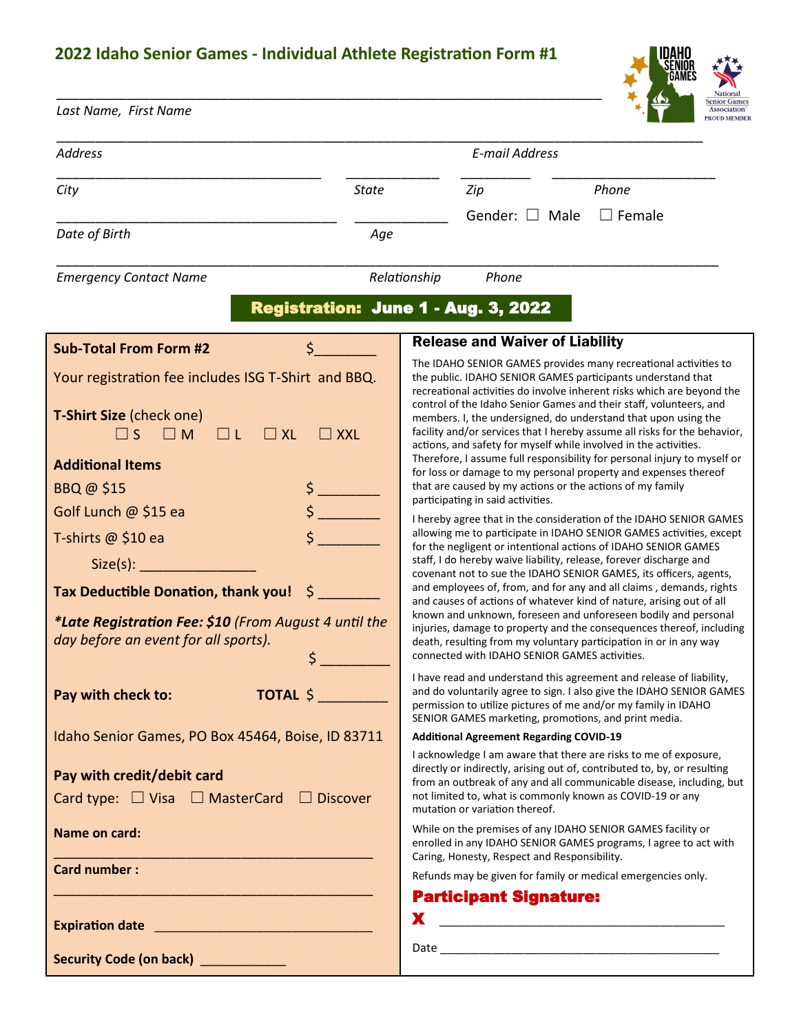## 2022 Idaho Senior Games - Individual Athlete Registration Form #1

_______________________________________________

*Last Name, First Name*

_______________________________________________

*Address* | *E-mail Address*

_______________________________________________

*City* | *State* | *Zip* | *Phone*

_______________________________________________

*Date of Birth* | *Age* | Gender: ☐ Male ☐ Female

_______________________________________________

*Emergency Contact Name* | *Relationship* | *Phone*

**Registration: June 1 - Aug. 3, 2022**

**Sub-Total From Form #2** $________

Your registration fee includes ISG T-Shirt and BBQ.

**T-Shirt Size** (check one)

☐ S ☐ M ☐ L ☐ XL ☐ XXL

**Additional Items**

BBQ @ $15 $ ________

Golf Lunch @ $15 ea $ ________

T-shirts @ $10 ea $ ________

Size(s): _______________

**Tax Deductible Donation, thank you!** $ ________

***Late Registration Fee: $10** (From August 4 until the day before an event for all sports).*

$ _________

**Pay with check to:** **TOTAL** $ _________

Idaho Senior Games, PO Box 45464, Boise, ID 83711

**Pay with credit/debit card**

Card type: ☐ Visa ☐ MasterCard ☐ Discover

**Name on card:**

_______________________________________________

**Card number :**

_______________________________________________

**Expiration date** _______________________________

**Security Code (on back)** ____________

### Release and Waiver of Liability

The IDAHO SENIOR GAMES provides many recreational activities to the public. IDAHO SENIOR GAMES participants understand that recreational activities do involve inherent risks which are beyond the control of the Idaho Senior Games and their staff, volunteers, and members. I, the undersigned, do understand that upon using the facility and/or services that I hereby assume all risks for the behavior, actions, and safety for myself while involved in the activities. Therefore, I assume full responsibility for personal injury to myself or for loss or damage to my personal property and expenses thereof that are caused by my actions or the actions of my family participating in said activities.

I hereby agree that in the consideration of the IDAHO SENIOR GAMES allowing me to participate in IDAHO SENIOR GAMES activities, except for the negligent or intentional actions of IDAHO SENIOR GAMES staff, I do hereby waive liability, release, forever discharge and covenant not to sue the IDAHO SENIOR GAMES, its officers, agents, and employees of, from, and for any and all claims , demands, rights and causes of actions of whatever kind of nature, arising out of all known and unknown, foreseen and unforeseen bodily and personal injuries, damage to property and the consequences thereof, including death, resulting from my voluntary participation in or in any way connected with IDAHO SENIOR GAMES activities.

I have read and understand this agreement and release of liability, and do voluntarily agree to sign. I also give the IDAHO SENIOR GAMES permission to utilize pictures of me and/or my family in IDAHO SENIOR GAMES marketing, promotions, and print media.

**Additional Agreement Regarding COVID-19**

I acknowledge I am aware that there are risks to me of exposure, directly or indirectly, arising out of, contributed to, by, or resulting from an outbreak of any and all communicable disease, including, but not limited to, what is commonly known as COVID-19 or any mutation or variation thereof.

While on the premises of any IDAHO SENIOR GAMES facility or enrolled in any IDAHO SENIOR GAMES programs, I agree to act with Caring, Honesty, Respect and Responsibility.

Refunds may be given for family or medical emergencies only.

**Participant Signature:**

**X** _______________________________________

Date _______________________________________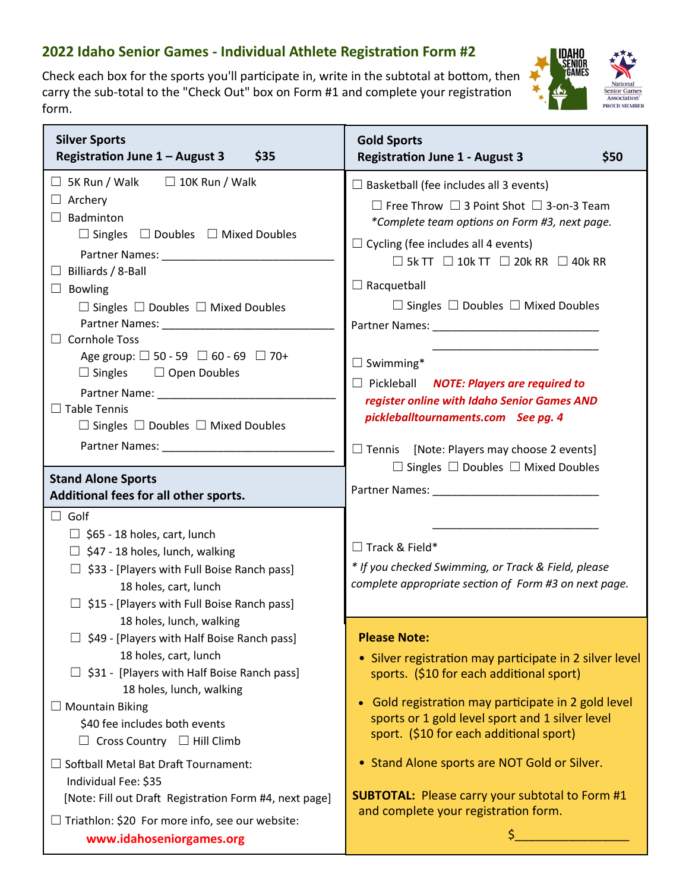## 2022 Idaho Senior Games - Individual Athlete Registration Form #2

Check each box for the sports you'll participate in, write in the subtotal at bottom, then carry the sub-total to the "Check Out" box on Form #1 and complete your registration form.

### Silver Sports
**Registration June 1 – August 3 $35**

☐ 5K Run / Walk ☐ 10K Run / Walk

☐ Archery

☐ Badminton

☐ Singles ☐ Doubles ☐ Mixed Doubles

Partner Names: ___________________________

☐ Billiards / 8-Ball

☐ Bowling

☐ Singles ☐ Doubles ☐ Mixed Doubles

Partner Names: ___________________________

☐ Cornhole Toss

Age group: ☐ 50 - 59 ☐ 60 - 69 ☐ 70+

☐ Singles ☐ Open Doubles

Partner Name: ___________________________

☐ Table Tennis

☐ Singles ☐ Doubles ☐ Mixed Doubles

Partner Names: ___________________________

### Stand Alone Sports
**Additional fees for all other sports.**

☐ Golf

☐ $65 - 18 holes, cart, lunch

☐ $47 - 18 holes, lunch, walking

☐ $33 - [Players with Full Boise Ranch pass] 18 holes, cart, lunch

☐ $15 - [Players with Full Boise Ranch pass] 18 holes, lunch, walking

☐ $49 - [Players with Half Boise Ranch pass] 18 holes, cart, lunch

☐ $31 - [Players with Half Boise Ranch pass] 18 holes, lunch, walking

☐ Mountain Biking

$40 fee includes both events

☐ Cross Country ☐ Hill Climb

☐ Softball Metal Bat Draft Tournament:

Individual Fee: $35

[Note: Fill out Draft Registration Form #4, next page]

☐ Triathlon: $20 For more info, see our website: **www.idahoseniorgames.org**

### Gold Sports
**Registration June 1 - August 3 $50**

☐ Basketball (fee includes all 3 events)

☐ Free Throw ☐ 3 Point Shot ☐ 3-on-3 Team

*\*Complete team options on Form #3, next page.*

☐ Cycling (fee includes all 4 events)

☐ 5k TT ☐ 10k TT ☐ 20k RR ☐ 40k RR

☐ Racquetball

☐ Singles ☐ Doubles ☐ Mixed Doubles

Partner Names: ___________________________

___________________________

☐ Swimming*

☐ Pickleball ***NOTE: Players are required to register online with Idaho Senior Games AND pickleballtournaments.com See pg. 4***

☐ Tennis [Note: Players may choose 2 events]

☐ Singles ☐ Doubles ☐ Mixed Doubles

Partner Names: ___________________________

___________________________

☐ Track & Field*

*\* If you checked Swimming, or Track & Field, please complete appropriate section of Form #3 on next page.*

### Please Note:

- Silver registration may participate in 2 silver level sports. ($10 for each additional sport)
- Gold registration may participate in 2 gold level sports or 1 gold level sport and 1 silver level sport. ($10 for each additional sport)
- Stand Alone sports are NOT Gold or Silver.

**SUBTOTAL:** Please carry your subtotal to Form #1 and complete your registration form.

$_______________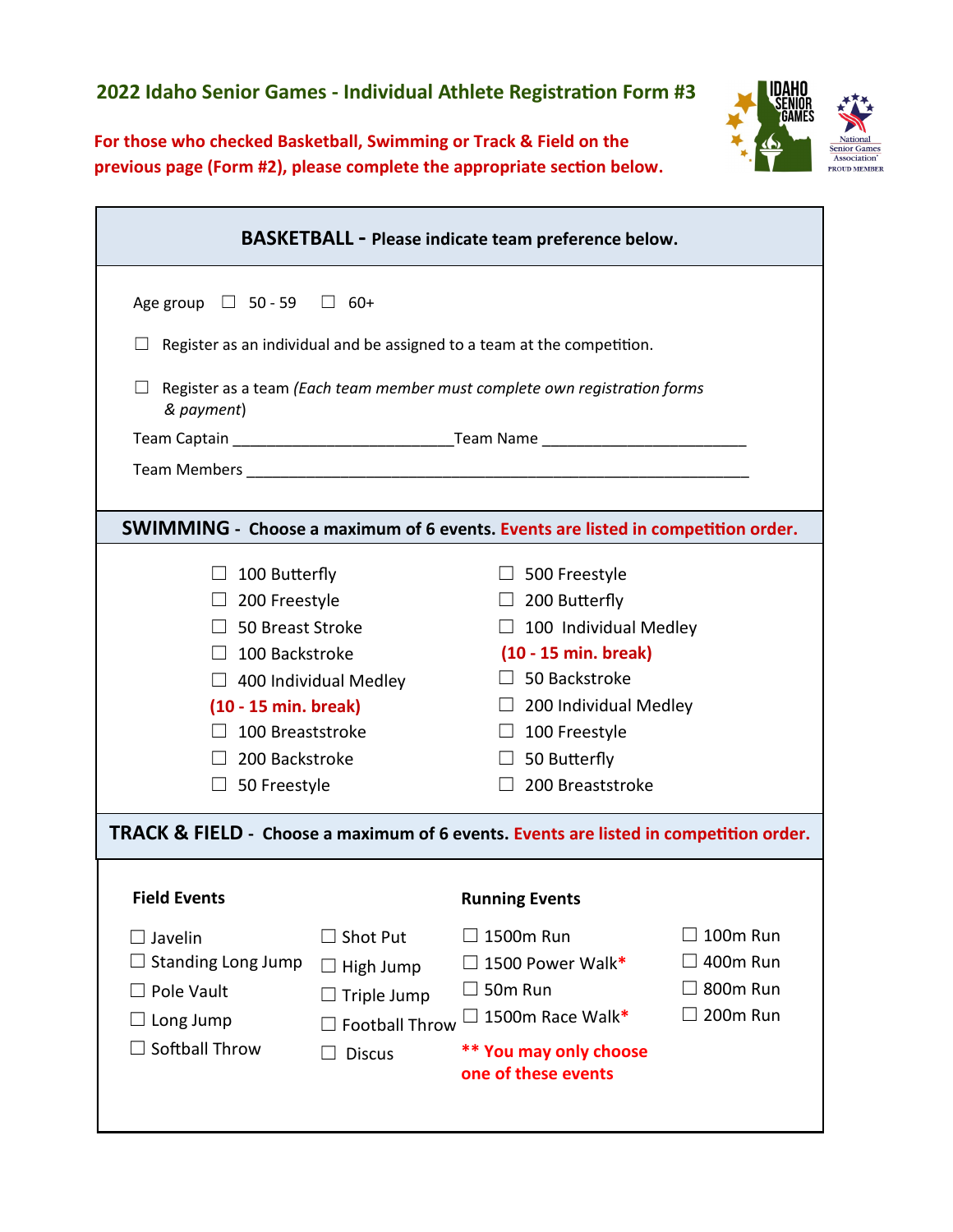## 2022 Idaho Senior Games - Individual Athlete Registration Form #3

**For those who checked Basketball, Swimming or Track & Field on the previous page (Form #2), please complete the appropriate section below.**

### BASKETBALL - Please indicate team preference below.

Age group ☐ 50 - 59 ☐ 60+

☐ Register as an individual and be assigned to a team at the competition.

☐ Register as a team *(Each team member must complete own registration forms & payment)*

Team Captain _________________________ Team Name _______________________

Team Members __________________________________________________________

### SWIMMING - Choose a maximum of 6 events. Events are listed in competition order.

- ☐ 100 Butterfly
- ☐ 200 Freestyle
- ☐ 50 Breast Stroke
- ☐ 100 Backstroke
- ☐ 400 Individual Medley

**(10 - 15 min. break)**

- ☐ 100 Breaststroke
- ☐ 200 Backstroke
- ☐ 50 Freestyle
- ☐ 500 Freestyle
- ☐ 200 Butterfly
- ☐ 100 Individual Medley

**(10 - 15 min. break)**

- ☐ 50 Backstroke
- ☐ 200 Individual Medley
- ☐ 100 Freestyle
- ☐ 50 Butterfly
- ☐ 200 Breaststroke

### TRACK & FIELD - Choose a maximum of 6 events. Events are listed in competition order.

**Field Events**

- ☐ Javelin
- ☐ Standing Long Jump
- ☐ Pole Vault
- ☐ Long Jump
- ☐ Softball Throw
- ☐ Shot Put
- ☐ High Jump
- ☐ Triple Jump
- ☐ Football Throw
- ☐ Discus

**Running Events**

- ☐ 1500m Run
- ☐ 1500 Power Walk*
- ☐ 50m Run
- ☐ 1500m Race Walk*
- ☐ 100m Run
- ☐ 400m Run
- ☐ 800m Run
- ☐ 200m Run

**** You may only choose one of these events**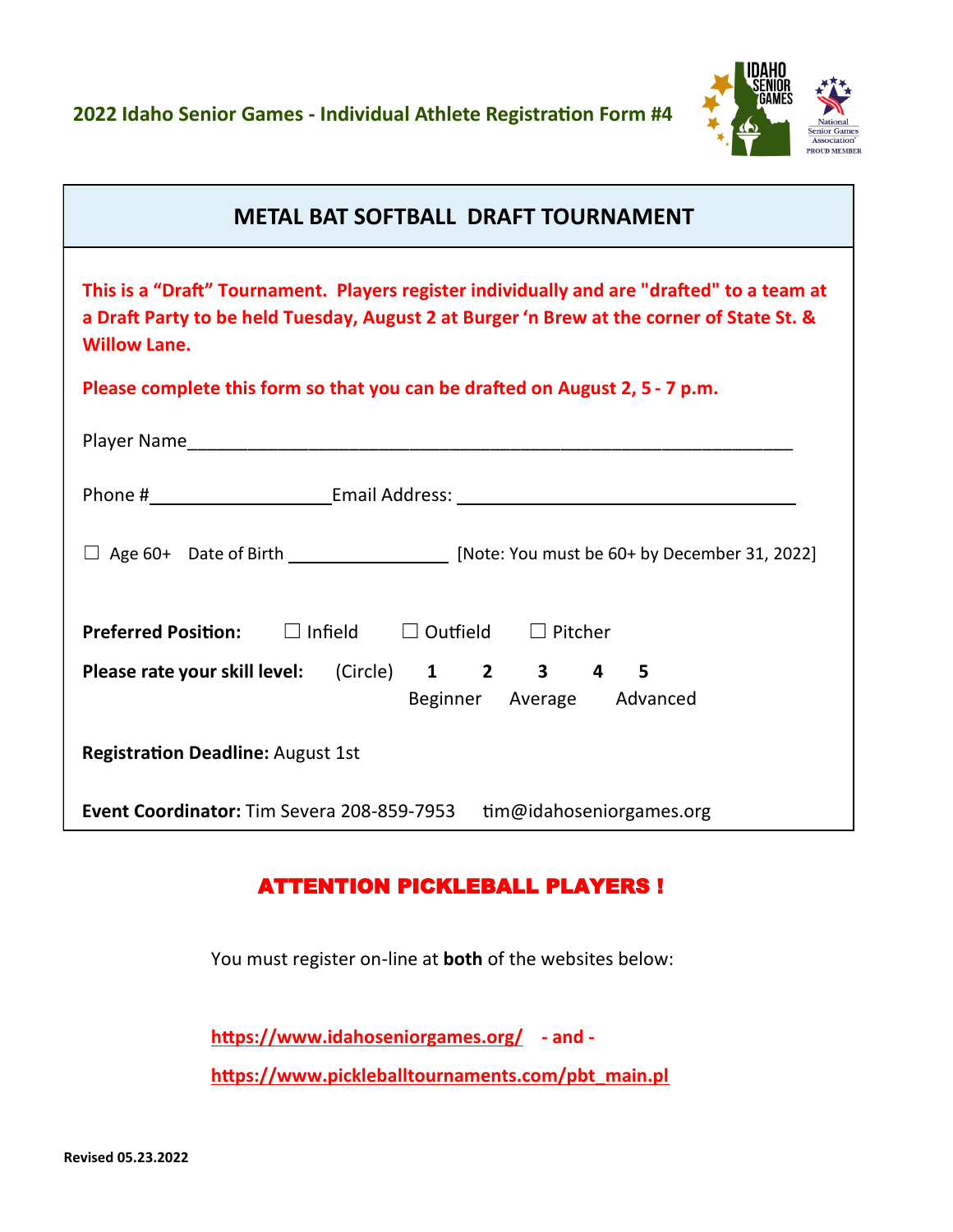**2022 Idaho Senior Games - Individual Athlete Registration Form #4**

## METAL BAT SOFTBALL DRAFT TOURNAMENT

**This is a "Draft" Tournament. Players register individually and are "drafted" to a team at a Draft Party to be held Tuesday, August 2 at Burger 'n Brew at the corner of State St. & Willow Lane.**

**Please complete this form so that you can be drafted on August 2, 5 - 7 p.m.**

Player Name\_\_\_\_\_\_\_\_\_\_\_\_\_\_\_\_\_\_\_\_\_\_\_\_\_\_\_\_\_\_\_\_\_\_\_\_\_\_\_\_\_\_\_\_\_\_\_\_\_\_\_\_\_\_\_\_\_\_\_\_

Phone #\_\_\_\_\_\_\_\_\_\_\_\_\_\_\_\_\_\_\_\_ Email Address: \_\_\_\_\_\_\_\_\_\_\_\_\_\_\_\_\_\_\_\_\_\_\_\_\_\_\_\_\_\_\_\_\_\_

☐ Age 60+ Date of Birth \_\_\_\_\_\_\_\_\_\_\_\_\_\_\_\_ [Note: You must be 60+ by December 31, 2022]

**Preferred Position:** ☐ Infield ☐ Outfield ☐ Pitcher

**Please rate your skill level:** (Circle) **1 2 3 4 5**

Beginner Average Advanced

**Registration Deadline:** August 1st

**Event Coordinator:** Tim Severa 208-859-7953 tim@idahoseniorgames.org

## ATTENTION PICKLEBALL PLAYERS !

You must register on-line at **both** of the websites below:

**https://www.idahoseniorgames.org/ - and -**

**https://www.pickleballtournaments.com/pbt_main.pl**

**Revised 05.23.2022**